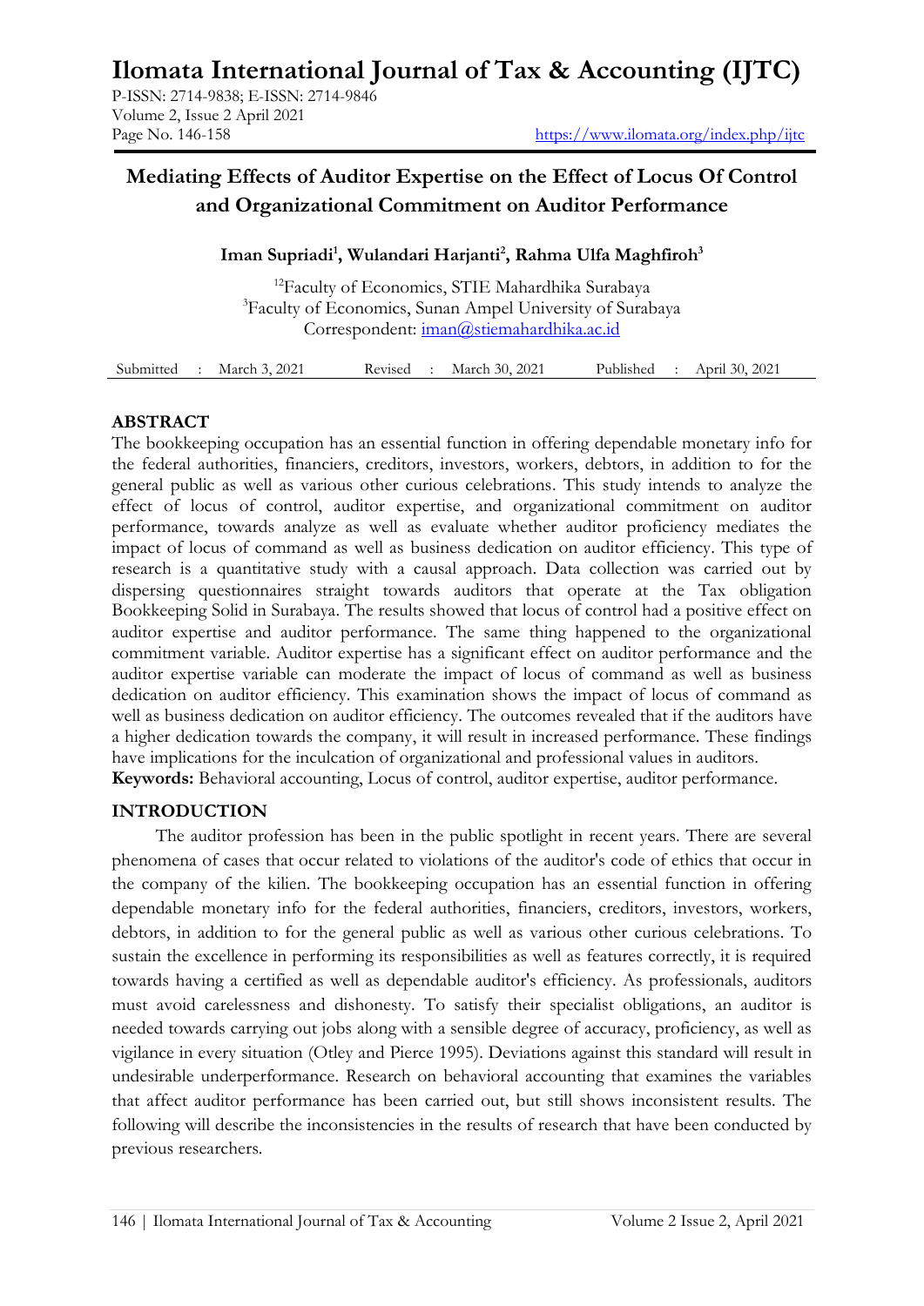# Ilomata International Journal of Tax & Accounting (IJTC)

P-ISSN: 2714-9838; E-ISSN: 2714-9846
Volume 2, Issue 2 April 2021
Page No. 146-158
https://www.ilomata.org/index.php/ijtc

## Mediating Effects of Auditor Expertise on the Effect of Locus Of Control and Organizational Commitment on Auditor Performance

**Iman Supriadi[1], Wulandari Harjanti[2], Rahma Ulfa Maghfiroh[3]**

[12]Faculty of Economics, STIE Mahardhika Surabaya
[3]Faculty of Economics, Sunan Ampel University of Surabaya
Correspondent: iman@stiemahardhika.ac.id

| Submitted | : | March 3, 2021 | Revised | : | March 30, 2021 | Published | : | April 30, 2021 |
|---|---|---|---|---|---|---|---|---|

### ABSTRACT

The bookkeeping occupation has an essential function in offering dependable monetary info for the federal authorities, financiers, creditors, investors, workers, debtors, in addition to for the general public as well as various other curious celebrations. This study intends to analyze the effect of locus of control, auditor expertise, and organizational commitment on auditor performance, towards analyze as well as evaluate whether auditor proficiency mediates the impact of locus of command as well as business dedication on auditor efficiency. This type of research is a quantitative study with a causal approach. Data collection was carried out by dispersing questionnaires straight towards auditors that operate at the Tax obligation Bookkeeping Solid in Surabaya. The results showed that locus of control had a positive effect on auditor expertise and auditor performance. The same thing happened to the organizational commitment variable. Auditor expertise has a significant effect on auditor performance and the auditor expertise variable can moderate the impact of locus of command as well as business dedication on auditor efficiency. This examination shows the impact of locus of command as well as business dedication on auditor efficiency. The outcomes revealed that if the auditors have a higher dedication towards the company, it will result in increased performance. These findings have implications for the inculcation of organizational and professional values in auditors.

**Keywords:** Behavioral accounting, Locus of control, auditor expertise, auditor performance.

### INTRODUCTION

The auditor profession has been in the public spotlight in recent years. There are several phenomena of cases that occur related to violations of the auditor's code of ethics that occur in the company of the kilien. The bookkeeping occupation has an essential function in offering dependable monetary info for the federal authorities, financiers, creditors, investors, workers, debtors, in addition to for the general public as well as various other curious celebrations. To sustain the excellence in performing its responsibilities as well as features correctly, it is required towards having a certified as well as dependable auditor's efficiency. As professionals, auditors must avoid carelessness and dishonesty. To satisfy their specialist obligations, an auditor is needed towards carrying out jobs along with a sensible degree of accuracy, proficiency, as well as vigilance in every situation (Otley and Pierce 1995). Deviations against this standard will result in undesirable underperformance. Research on behavioral accounting that examines the variables that affect auditor performance has been carried out, but still shows inconsistent results. The following will describe the inconsistencies in the results of research that have been conducted by previous researchers.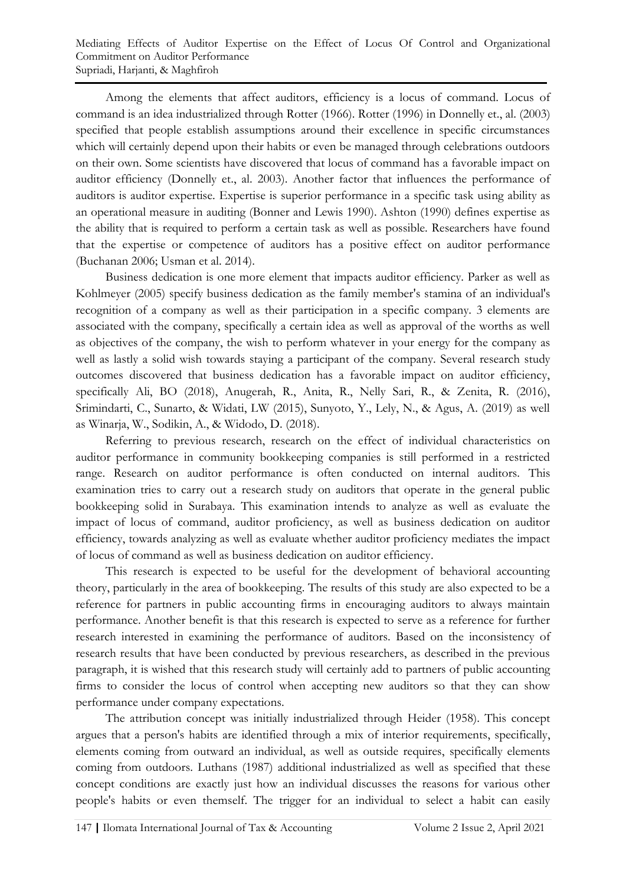Among the elements that affect auditors, efficiency is a locus of command. Locus of command is an idea industrialized through Rotter (1966). Rotter (1996) in Donnelly et., al. (2003) specified that people establish assumptions around their excellence in specific circumstances which will certainly depend upon their habits or even be managed through celebrations outdoors on their own. Some scientists have discovered that locus of command has a favorable impact on auditor efficiency (Donnelly et., al. 2003). Another factor that influences the performance of auditors is auditor expertise. Expertise is superior performance in a specific task using ability as an operational measure in auditing (Bonner and Lewis 1990). Ashton (1990) defines expertise as the ability that is required to perform a certain task as well as possible. Researchers have found that the expertise or competence of auditors has a positive effect on auditor performance (Buchanan 2006; Usman et al. 2014).

Business dedication is one more element that impacts auditor efficiency. Parker as well as Kohlmeyer (2005) specify business dedication as the family member's stamina of an individual's recognition of a company as well as their participation in a specific company. 3 elements are associated with the company, specifically a certain idea as well as approval of the worths as well as objectives of the company, the wish to perform whatever in your energy for the company as well as lastly a solid wish towards staying a participant of the company. Several research study outcomes discovered that business dedication has a favorable impact on auditor efficiency, specifically Ali, BO (2018), Anugerah, R., Anita, R., Nelly Sari, R., & Zenita, R. (2016), Srimindarti, C., Sunarto, & Widati, LW (2015), Sunyoto, Y., Lely, N., & Agus, A. (2019) as well as Winarja, W., Sodikin, A., & Widodo, D. (2018).

Referring to previous research, research on the effect of individual characteristics on auditor performance in community bookkeeping companies is still performed in a restricted range. Research on auditor performance is often conducted on internal auditors. This examination tries to carry out a research study on auditors that operate in the general public bookkeeping solid in Surabaya. This examination intends to analyze as well as evaluate the impact of locus of command, auditor proficiency, as well as business dedication on auditor efficiency, towards analyzing as well as evaluate whether auditor proficiency mediates the impact of locus of command as well as business dedication on auditor efficiency.

This research is expected to be useful for the development of behavioral accounting theory, particularly in the area of bookkeeping. The results of this study are also expected to be a reference for partners in public accounting firms in encouraging auditors to always maintain performance. Another benefit is that this research is expected to serve as a reference for further research interested in examining the performance of auditors. Based on the inconsistency of research results that have been conducted by previous researchers, as described in the previous paragraph, it is wished that this research study will certainly add to partners of public accounting firms to consider the locus of control when accepting new auditors so that they can show performance under company expectations.

The attribution concept was initially industrialized through Heider (1958). This concept argues that a person's habits are identified through a mix of interior requirements, specifically, elements coming from outward an individual, as well as outside requires, specifically elements coming from outdoors. Luthans (1987) additional industrialized as well as specified that these concept conditions are exactly just how an individual discusses the reasons for various other people's habits or even themself. The trigger for an individual to select a habit can easily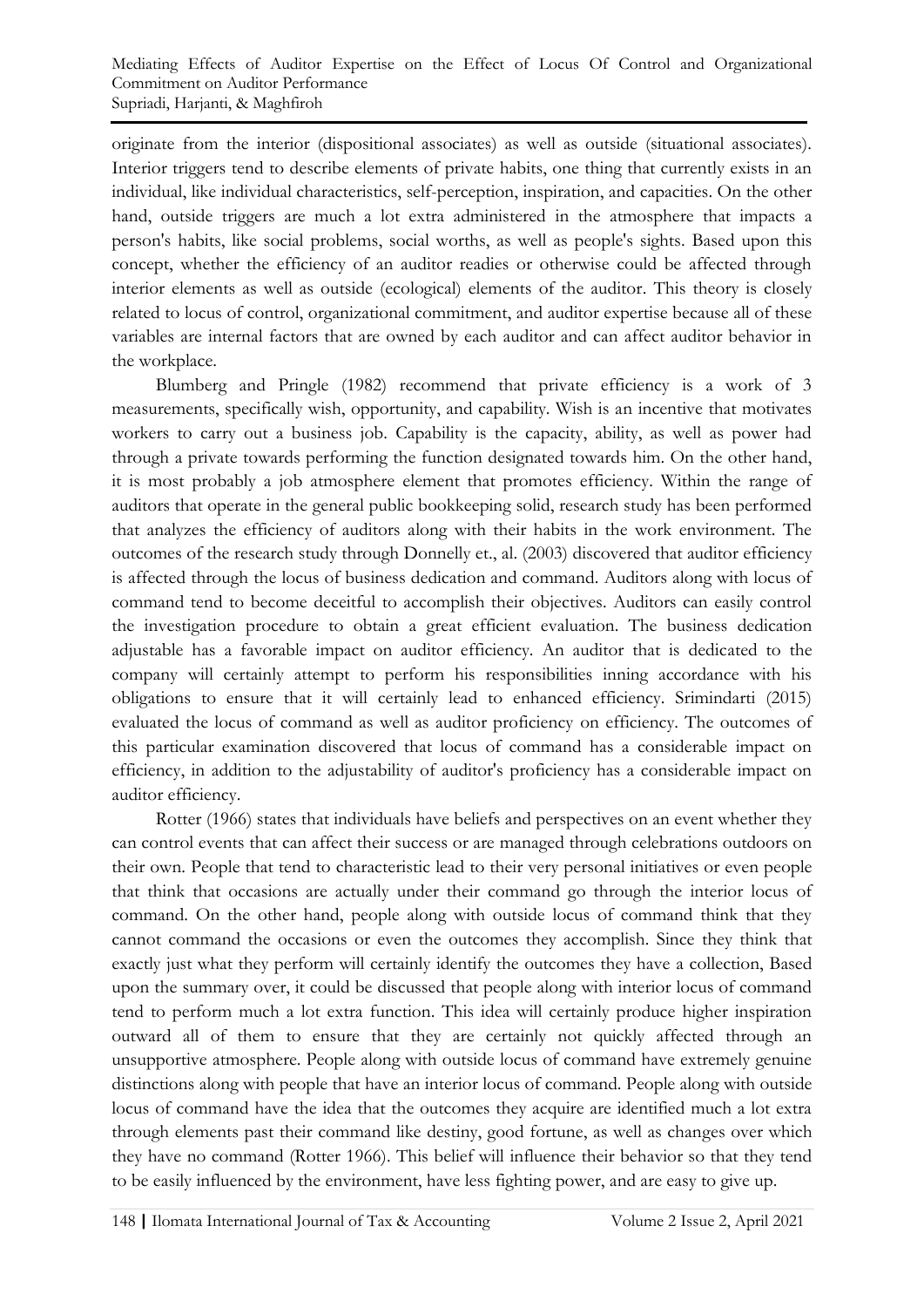originate from the interior (dispositional associates) as well as outside (situational associates). Interior triggers tend to describe elements of private habits, one thing that currently exists in an individual, like individual characteristics, self-perception, inspiration, and capacities. On the other hand, outside triggers are much a lot extra administered in the atmosphere that impacts a person's habits, like social problems, social worths, as well as people's sights. Based upon this concept, whether the efficiency of an auditor readies or otherwise could be affected through interior elements as well as outside (ecological) elements of the auditor. This theory is closely related to locus of control, organizational commitment, and auditor expertise because all of these variables are internal factors that are owned by each auditor and can affect auditor behavior in the workplace.

Blumberg and Pringle (1982) recommend that private efficiency is a work of 3 measurements, specifically wish, opportunity, and capability. Wish is an incentive that motivates workers to carry out a business job. Capability is the capacity, ability, as well as power had through a private towards performing the function designated towards him. On the other hand, it is most probably a job atmosphere element that promotes efficiency. Within the range of auditors that operate in the general public bookkeeping solid, research study has been performed that analyzes the efficiency of auditors along with their habits in the work environment. The outcomes of the research study through Donnelly et., al. (2003) discovered that auditor efficiency is affected through the locus of business dedication and command. Auditors along with locus of command tend to become deceitful to accomplish their objectives. Auditors can easily control the investigation procedure to obtain a great efficient evaluation. The business dedication adjustable has a favorable impact on auditor efficiency. An auditor that is dedicated to the company will certainly attempt to perform his responsibilities inning accordance with his obligations to ensure that it will certainly lead to enhanced efficiency. Srimindarti (2015) evaluated the locus of command as well as auditor proficiency on efficiency. The outcomes of this particular examination discovered that locus of command has a considerable impact on efficiency, in addition to the adjustability of auditor's proficiency has a considerable impact on auditor efficiency.

Rotter (1966) states that individuals have beliefs and perspectives on an event whether they can control events that can affect their success or are managed through celebrations outdoors on their own. People that tend to characteristic lead to their very personal initiatives or even people that think that occasions are actually under their command go through the interior locus of command. On the other hand, people along with outside locus of command think that they cannot command the occasions or even the outcomes they accomplish. Since they think that exactly just what they perform will certainly identify the outcomes they have a collection, Based upon the summary over, it could be discussed that people along with interior locus of command tend to perform much a lot extra function. This idea will certainly produce higher inspiration outward all of them to ensure that they are certainly not quickly affected through an unsupportive atmosphere. People along with outside locus of command have extremely genuine distinctions along with people that have an interior locus of command. People along with outside locus of command have the idea that the outcomes they acquire are identified much a lot extra through elements past their command like destiny, good fortune, as well as changes over which they have no command (Rotter 1966). This belief will influence their behavior so that they tend to be easily influenced by the environment, have less fighting power, and are easy to give up.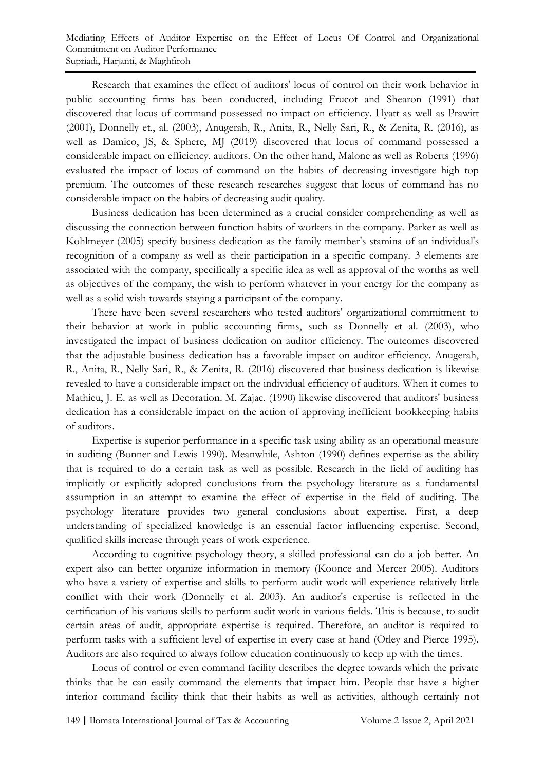Research that examines the effect of auditors' locus of control on their work behavior in public accounting firms has been conducted, including Frucot and Shearon (1991) that discovered that locus of command possessed no impact on efficiency. Hyatt as well as Prawitt (2001), Donnelly et., al. (2003), Anugerah, R., Anita, R., Nelly Sari, R., & Zenita, R. (2016), as well as Damico, JS, & Sphere, MJ (2019) discovered that locus of command possessed a considerable impact on efficiency. auditors. On the other hand, Malone as well as Roberts (1996) evaluated the impact of locus of command on the habits of decreasing investigate high top premium. The outcomes of these research researches suggest that locus of command has no considerable impact on the habits of decreasing audit quality.

Business dedication has been determined as a crucial consider comprehending as well as discussing the connection between function habits of workers in the company. Parker as well as Kohlmeyer (2005) specify business dedication as the family member's stamina of an individual's recognition of a company as well as their participation in a specific company. 3 elements are associated with the company, specifically a specific idea as well as approval of the worths as well as objectives of the company, the wish to perform whatever in your energy for the company as well as a solid wish towards staying a participant of the company.

There have been several researchers who tested auditors' organizational commitment to their behavior at work in public accounting firms, such as Donnelly et al. (2003), who investigated the impact of business dedication on auditor efficiency. The outcomes discovered that the adjustable business dedication has a favorable impact on auditor efficiency. Anugerah, R., Anita, R., Nelly Sari, R., & Zenita, R. (2016) discovered that business dedication is likewise revealed to have a considerable impact on the individual efficiency of auditors. When it comes to Mathieu, J. E. as well as Decoration. M. Zajac. (1990) likewise discovered that auditors' business dedication has a considerable impact on the action of approving inefficient bookkeeping habits of auditors.

Expertise is superior performance in a specific task using ability as an operational measure in auditing (Bonner and Lewis 1990). Meanwhile, Ashton (1990) defines expertise as the ability that is required to do a certain task as well as possible. Research in the field of auditing has implicitly or explicitly adopted conclusions from the psychology literature as a fundamental assumption in an attempt to examine the effect of expertise in the field of auditing. The psychology literature provides two general conclusions about expertise. First, a deep understanding of specialized knowledge is an essential factor influencing expertise. Second, qualified skills increase through years of work experience.

According to cognitive psychology theory, a skilled professional can do a job better. An expert also can better organize information in memory (Koonce and Mercer 2005). Auditors who have a variety of expertise and skills to perform audit work will experience relatively little conflict with their work (Donnelly et al. 2003). An auditor's expertise is reflected in the certification of his various skills to perform audit work in various fields. This is because, to audit certain areas of audit, appropriate expertise is required. Therefore, an auditor is required to perform tasks with a sufficient level of expertise in every case at hand (Otley and Pierce 1995). Auditors are also required to always follow education continuously to keep up with the times.

Locus of control or even command facility describes the degree towards which the private thinks that he can easily command the elements that impact him. People that have a higher interior command facility think that their habits as well as activities, although certainly not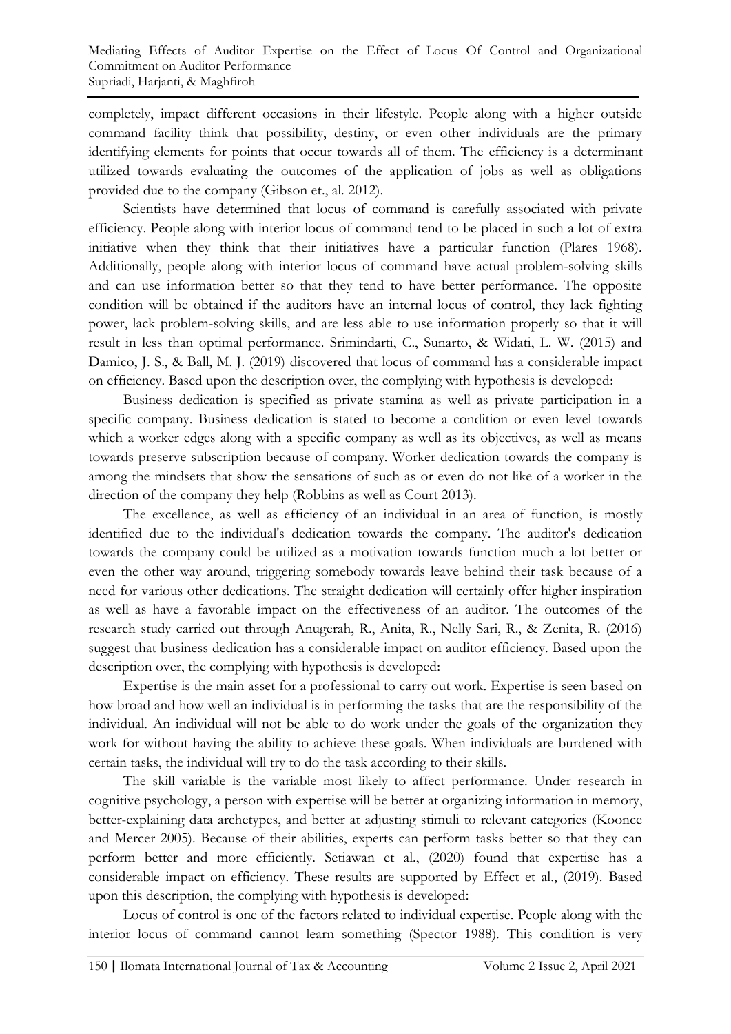completely, impact different occasions in their lifestyle. People along with a higher outside command facility think that possibility, destiny, or even other individuals are the primary identifying elements for points that occur towards all of them. The efficiency is a determinant utilized towards evaluating the outcomes of the application of jobs as well as obligations provided due to the company (Gibson et., al. 2012).

Scientists have determined that locus of command is carefully associated with private efficiency. People along with interior locus of command tend to be placed in such a lot of extra initiative when they think that their initiatives have a particular function (Plares 1968). Additionally, people along with interior locus of command have actual problem-solving skills and can use information better so that they tend to have better performance. The opposite condition will be obtained if the auditors have an internal locus of control, they lack fighting power, lack problem-solving skills, and are less able to use information properly so that it will result in less than optimal performance. Srimindarti, C., Sunarto, & Widati, L. W. (2015) and Damico, J. S., & Ball, M. J. (2019) discovered that locus of command has a considerable impact on efficiency. Based upon the description over, the complying with hypothesis is developed:

Business dedication is specified as private stamina as well as private participation in a specific company. Business dedication is stated to become a condition or even level towards which a worker edges along with a specific company as well as its objectives, as well as means towards preserve subscription because of company. Worker dedication towards the company is among the mindsets that show the sensations of such as or even do not like of a worker in the direction of the company they help (Robbins as well as Court 2013).

The excellence, as well as efficiency of an individual in an area of function, is mostly identified due to the individual's dedication towards the company. The auditor's dedication towards the company could be utilized as a motivation towards function much a lot better or even the other way around, triggering somebody towards leave behind their task because of a need for various other dedications. The straight dedication will certainly offer higher inspiration as well as have a favorable impact on the effectiveness of an auditor. The outcomes of the research study carried out through Anugerah, R., Anita, R., Nelly Sari, R., & Zenita, R. (2016) suggest that business dedication has a considerable impact on auditor efficiency. Based upon the description over, the complying with hypothesis is developed:

Expertise is the main asset for a professional to carry out work. Expertise is seen based on how broad and how well an individual is in performing the tasks that are the responsibility of the individual. An individual will not be able to do work under the goals of the organization they work for without having the ability to achieve these goals. When individuals are burdened with certain tasks, the individual will try to do the task according to their skills.

The skill variable is the variable most likely to affect performance. Under research in cognitive psychology, a person with expertise will be better at organizing information in memory, better-explaining data archetypes, and better at adjusting stimuli to relevant categories (Koonce and Mercer 2005). Because of their abilities, experts can perform tasks better so that they can perform better and more efficiently. Setiawan et al., (2020) found that expertise has a considerable impact on efficiency. These results are supported by Effect et al., (2019). Based upon this description, the complying with hypothesis is developed:

Locus of control is one of the factors related to individual expertise. People along with the interior locus of command cannot learn something (Spector 1988). This condition is very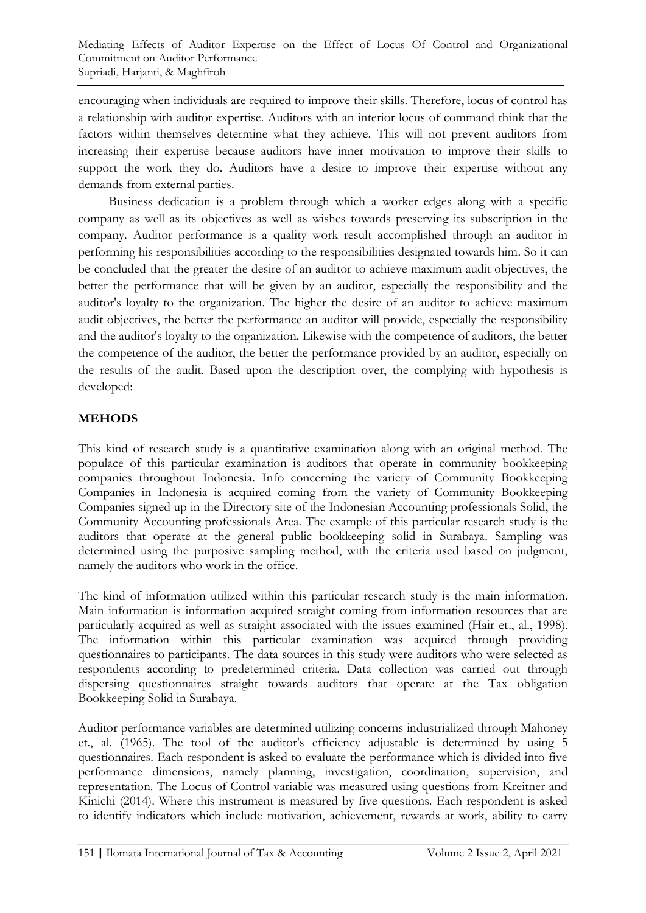encouraging when individuals are required to improve their skills. Therefore, locus of control has a relationship with auditor expertise. Auditors with an interior locus of command think that the factors within themselves determine what they achieve. This will not prevent auditors from increasing their expertise because auditors have inner motivation to improve their skills to support the work they do. Auditors have a desire to improve their expertise without any demands from external parties.

Business dedication is a problem through which a worker edges along with a specific company as well as its objectives as well as wishes towards preserving its subscription in the company. Auditor performance is a quality work result accomplished through an auditor in performing his responsibilities according to the responsibilities designated towards him. So it can be concluded that the greater the desire of an auditor to achieve maximum audit objectives, the better the performance that will be given by an auditor, especially the responsibility and the auditor's loyalty to the organization. The higher the desire of an auditor to achieve maximum audit objectives, the better the performance an auditor will provide, especially the responsibility and the auditor's loyalty to the organization. Likewise with the competence of auditors, the better the competence of the auditor, the better the performance provided by an auditor, especially on the results of the audit. Based upon the description over, the complying with hypothesis is developed:

## MEHODS

This kind of research study is a quantitative examination along with an original method. The populace of this particular examination is auditors that operate in community bookkeeping companies throughout Indonesia. Info concerning the variety of Community Bookkeeping Companies in Indonesia is acquired coming from the variety of Community Bookkeeping Companies signed up in the Directory site of the Indonesian Accounting professionals Solid, the Community Accounting professionals Area. The example of this particular research study is the auditors that operate at the general public bookkeeping solid in Surabaya. Sampling was determined using the purposive sampling method, with the criteria used based on judgment, namely the auditors who work in the office.

The kind of information utilized within this particular research study is the main information. Main information is information acquired straight coming from information resources that are particularly acquired as well as straight associated with the issues examined (Hair et., al., 1998). The information within this particular examination was acquired through providing questionnaires to participants. The data sources in this study were auditors who were selected as respondents according to predetermined criteria. Data collection was carried out through dispersing questionnaires straight towards auditors that operate at the Tax obligation Bookkeeping Solid in Surabaya.

Auditor performance variables are determined utilizing concerns industrialized through Mahoney et., al. (1965). The tool of the auditor's efficiency adjustable is determined by using 5 questionnaires. Each respondent is asked to evaluate the performance which is divided into five performance dimensions, namely planning, investigation, coordination, supervision, and representation. The Locus of Control variable was measured using questions from Kreitner and Kinichi (2014). Where this instrument is measured by five questions. Each respondent is asked to identify indicators which include motivation, achievement, rewards at work, ability to carry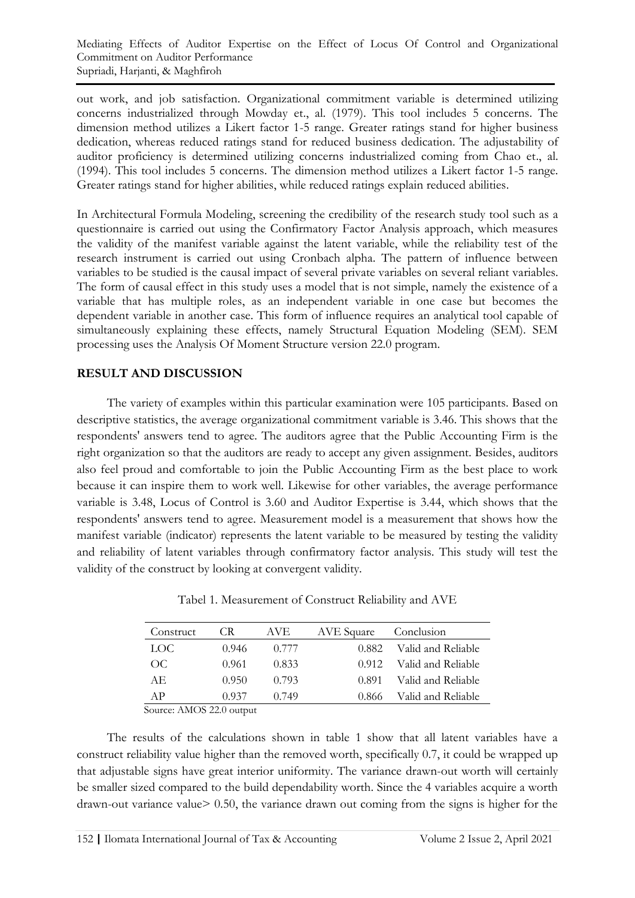out work, and job satisfaction. Organizational commitment variable is determined utilizing concerns industrialized through Mowday et., al. (1979). This tool includes 5 concerns. The dimension method utilizes a Likert factor 1-5 range. Greater ratings stand for higher business dedication, whereas reduced ratings stand for reduced business dedication. The adjustability of auditor proficiency is determined utilizing concerns industrialized coming from Chao et., al. (1994). This tool includes 5 concerns. The dimension method utilizes a Likert factor 1-5 range. Greater ratings stand for higher abilities, while reduced ratings explain reduced abilities.

In Architectural Formula Modeling, screening the credibility of the research study tool such as a questionnaire is carried out using the Confirmatory Factor Analysis approach, which measures the validity of the manifest variable against the latent variable, while the reliability test of the research instrument is carried out using Cronbach alpha. The pattern of influence between variables to be studied is the causal impact of several private variables on several reliant variables. The form of causal effect in this study uses a model that is not simple, namely the existence of a variable that has multiple roles, as an independent variable in one case but becomes the dependent variable in another case. This form of influence requires an analytical tool capable of simultaneously explaining these effects, namely Structural Equation Modeling (SEM). SEM processing uses the Analysis Of Moment Structure version 22.0 program.

## RESULT AND DISCUSSION

The variety of examples within this particular examination were 105 participants. Based on descriptive statistics, the average organizational commitment variable is 3.46. This shows that the respondents' answers tend to agree. The auditors agree that the Public Accounting Firm is the right organization so that the auditors are ready to accept any given assignment. Besides, auditors also feel proud and comfortable to join the Public Accounting Firm as the best place to work because it can inspire them to work well. Likewise for other variables, the average performance variable is 3.48, Locus of Control is 3.60 and Auditor Expertise is 3.44, which shows that the respondents' answers tend to agree. Measurement model is a measurement that shows how the manifest variable (indicator) represents the latent variable to be measured by testing the validity and reliability of latent variables through confirmatory factor analysis. This study will test the validity of the construct by looking at convergent validity.

Tabel 1. Measurement of Construct Reliability and AVE

| Construct | CR | AVE | AVE Square | Conclusion |
|---|---|---|---|---|
| LOC | 0.946 | 0.777 | 0.882 | Valid and Reliable |
| OC | 0.961 | 0.833 | 0.912 | Valid and Reliable |
| AE | 0.950 | 0.793 | 0.891 | Valid and Reliable |
| AP | 0.937 | 0.749 | 0.866 | Valid and Reliable |

Source: AMOS 22.0 output

The results of the calculations shown in table 1 show that all latent variables have a construct reliability value higher than the removed worth, specifically 0.7, it could be wrapped up that adjustable signs have great interior uniformity. The variance drawn-out worth will certainly be smaller sized compared to the build dependability worth. Since the 4 variables acquire a worth drawn-out variance value> 0.50, the variance drawn out coming from the signs is higher for the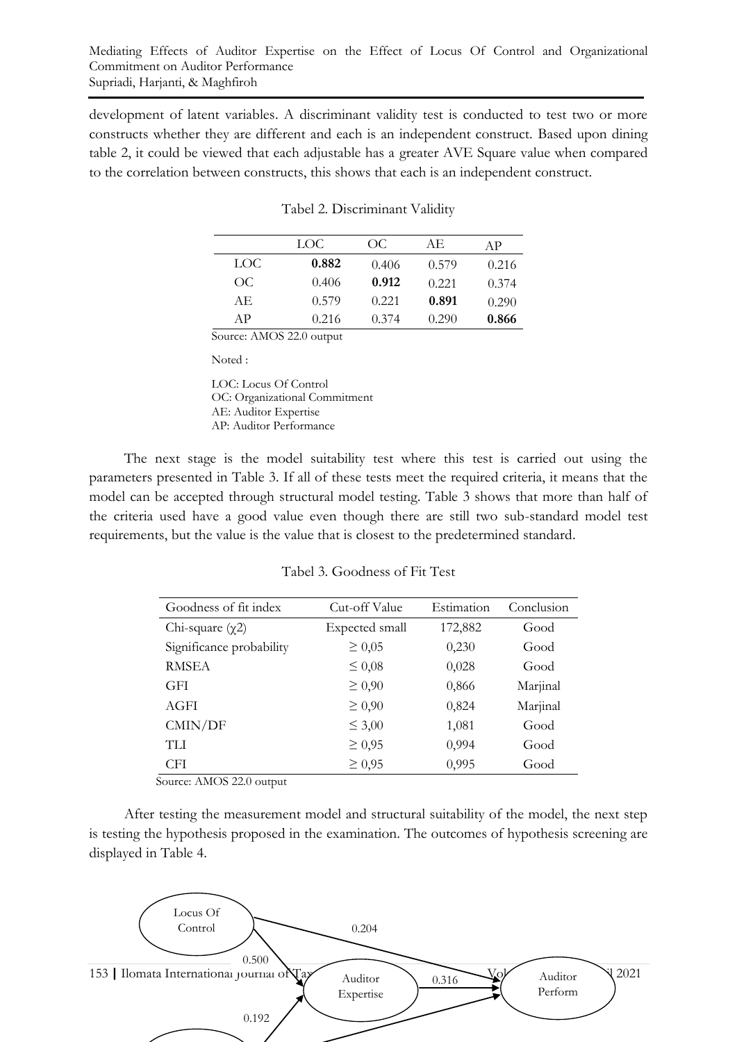development of latent variables. A discriminant validity test is conducted to test two or more constructs whether they are different and each is an independent construct. Based upon dining table 2, it could be viewed that each adjustable has a greater AVE Square value when compared to the correlation between constructs, this shows that each is an independent construct.

Tabel 2. Discriminant Validity

| | LOC | OC | AE | AP |
|---|---|---|---|---|
| LOC | **0.882** | 0.406 | 0.579 | 0.216 |
| OC | 0.406 | **0.912** | 0.221 | 0.374 |
| AE | 0.579 | 0.221 | **0.891** | 0.290 |
| AP | 0.216 | 0.374 | 0.290 | **0.866** |

Source: AMOS 22.0 output

Noted :

LOC: Locus Of Control
OC: Organizational Commitment
AE: Auditor Expertise
AP: Auditor Performance

The next stage is the model suitability test where this test is carried out using the parameters presented in Table 3. If all of these tests meet the required criteria, it means that the model can be accepted through structural model testing. Table 3 shows that more than half of the criteria used have a good value even though there are still two sub-standard model test requirements, but the value is the value that is closest to the predetermined standard.

Tabel 3. Goodness of Fit Test

| Goodness of fit index | Cut-off Value | Estimation | Conclusion |
|---|---|---|---|
| Chi-square ($\chi2$) | Expected small | 172,882 | Good |
| Significance probability | $\geq$ 0,05 | 0,230 | Good |
| RMSEA | $\leq$ 0,08 | 0,028 | Good |
| GFI | $\geq$ 0,90 | 0,866 | Marjinal |
| AGFI | $\geq$ 0,90 | 0,824 | Marjinal |
| CMIN/DF | $\leq$ 3,00 | 1,081 | Good |
| TLI | $\geq$ 0,95 | 0,994 | Good |
| CFI | $\geq$ 0,95 | 0,995 | Good |

Source: AMOS 22.0 output

After testing the measurement model and structural suitability of the model, the next step is testing the hypothesis proposed in the examination. The outcomes of hypothesis screening are displayed in Table 4.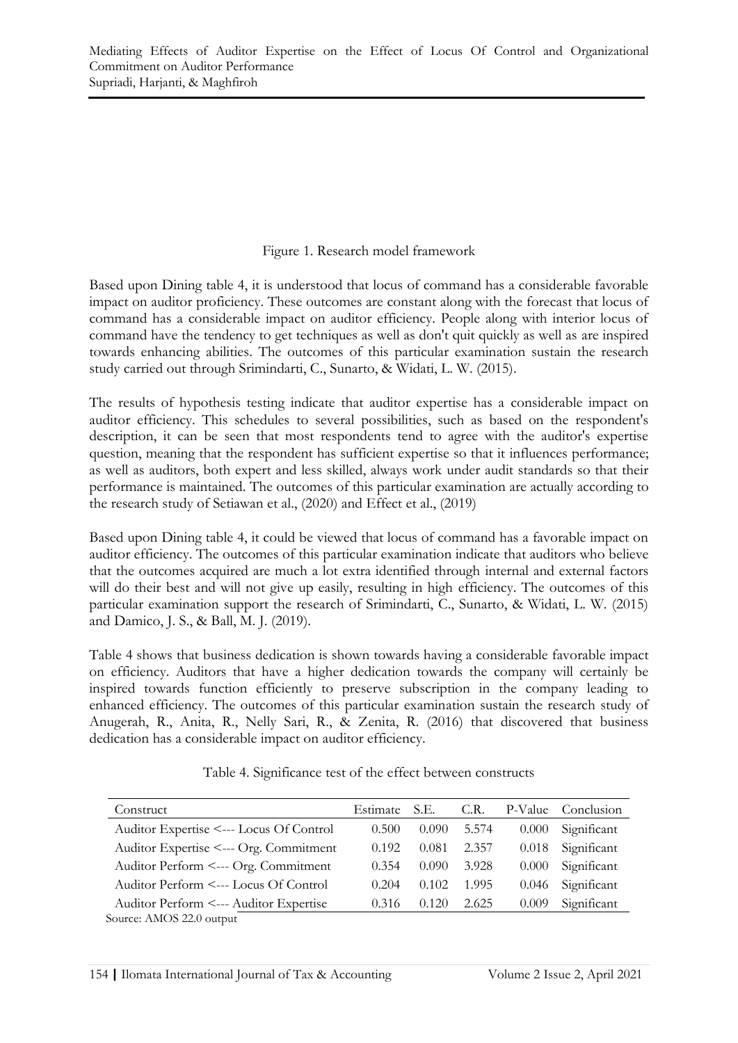Figure 1. Research model framework

Based upon Dining table 4, it is understood that locus of command has a considerable favorable impact on auditor proficiency. These outcomes are constant along with the forecast that locus of command has a considerable impact on auditor efficiency. People along with interior locus of command have the tendency to get techniques as well as don't quit quickly as well as are inspired towards enhancing abilities. The outcomes of this particular examination sustain the research study carried out through Srimindarti, C., Sunarto, & Widati, L. W. (2015).

The results of hypothesis testing indicate that auditor expertise has a considerable impact on auditor efficiency. This schedules to several possibilities, such as based on the respondent's description, it can be seen that most respondents tend to agree with the auditor's expertise question, meaning that the respondent has sufficient expertise so that it influences performance; as well as auditors, both expert and less skilled, always work under audit standards so that their performance is maintained. The outcomes of this particular examination are actually according to the research study of Setiawan et al., (2020) and Effect et al., (2019)

Based upon Dining table 4, it could be viewed that locus of command has a favorable impact on auditor efficiency. The outcomes of this particular examination indicate that auditors who believe that the outcomes acquired are much a lot extra identified through internal and external factors will do their best and will not give up easily, resulting in high efficiency. The outcomes of this particular examination support the research of Srimindarti, C., Sunarto, & Widati, L. W. (2015) and Damico, J. S., & Ball, M. J. (2019).

Table 4 shows that business dedication is shown towards having a considerable favorable impact on efficiency. Auditors that have a higher dedication towards the company will certainly be inspired towards function efficiently to preserve subscription in the company leading to enhanced efficiency. The outcomes of this particular examination sustain the research study of Anugerah, R., Anita, R., Nelly Sari, R., & Zenita, R. (2016) that discovered that business dedication has a considerable impact on auditor efficiency.

Table 4. Significance test of the effect between constructs

| Construct | Estimate | S.E. | C.R. | P-Value | Conclusion |
|---|---|---|---|---|---|
| Auditor Expertise <--- Locus Of Control | 0.500 | 0.090 | 5.574 | 0.000 | Significant |
| Auditor Expertise <--- Org. Commitment | 0.192 | 0.081 | 2.357 | 0.018 | Significant |
| Auditor Perform <--- Org. Commitment | 0.354 | 0.090 | 3.928 | 0.000 | Significant |
| Auditor Perform <--- Locus Of Control | 0.204 | 0.102 | 1.995 | 0.046 | Significant |
| Auditor Perform <--- Auditor Expertise | 0.316 | 0.120 | 2.625 | 0.009 | Significant |

Source: AMOS 22.0 output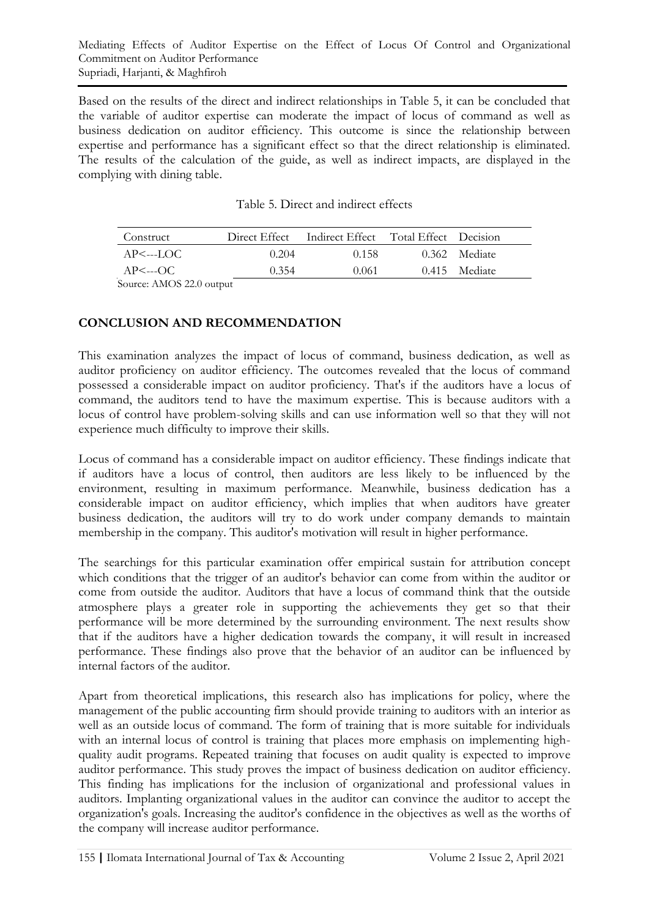Based on the results of the direct and indirect relationships in Table 5, it can be concluded that the variable of auditor expertise can moderate the impact of locus of command as well as business dedication on auditor efficiency. This outcome is since the relationship between expertise and performance has a significant effect so that the direct relationship is eliminated. The results of the calculation of the guide, as well as indirect impacts, are displayed in the complying with dining table.

Table 5. Direct and indirect effects

| Construct | Direct Effect | Indirect Effect | Total Effect | Decision |
|---|---|---|---|---|
| AP<---LOC | 0.204 | 0.158 | 0.362 | Mediate |
| AP<---OC | 0.354 | 0.061 | 0.415 | Mediate |

Source: AMOS 22.0 output

## CONCLUSION AND RECOMMENDATION

This examination analyzes the impact of locus of command, business dedication, as well as auditor proficiency on auditor efficiency. The outcomes revealed that the locus of command possessed a considerable impact on auditor proficiency. That's if the auditors have a locus of command, the auditors tend to have the maximum expertise. This is because auditors with a locus of control have problem-solving skills and can use information well so that they will not experience much difficulty to improve their skills.

Locus of command has a considerable impact on auditor efficiency. These findings indicate that if auditors have a locus of control, then auditors are less likely to be influenced by the environment, resulting in maximum performance. Meanwhile, business dedication has a considerable impact on auditor efficiency, which implies that when auditors have greater business dedication, the auditors will try to do work under company demands to maintain membership in the company. This auditor's motivation will result in higher performance.

The searchings for this particular examination offer empirical sustain for attribution concept which conditions that the trigger of an auditor's behavior can come from within the auditor or come from outside the auditor. Auditors that have a locus of command think that the outside atmosphere plays a greater role in supporting the achievements they get so that their performance will be more determined by the surrounding environment. The next results show that if the auditors have a higher dedication towards the company, it will result in increased performance. These findings also prove that the behavior of an auditor can be influenced by internal factors of the auditor.

Apart from theoretical implications, this research also has implications for policy, where the management of the public accounting firm should provide training to auditors with an interior as well as an outside locus of command. The form of training that is more suitable for individuals with an internal locus of control is training that places more emphasis on implementing high-quality audit programs. Repeated training that focuses on audit quality is expected to improve auditor performance. This study proves the impact of business dedication on auditor efficiency. This finding has implications for the inclusion of organizational and professional values in auditors. Implanting organizational values in the auditor can convince the auditor to accept the organization's goals. Increasing the auditor's confidence in the objectives as well as the worths of the company will increase auditor performance.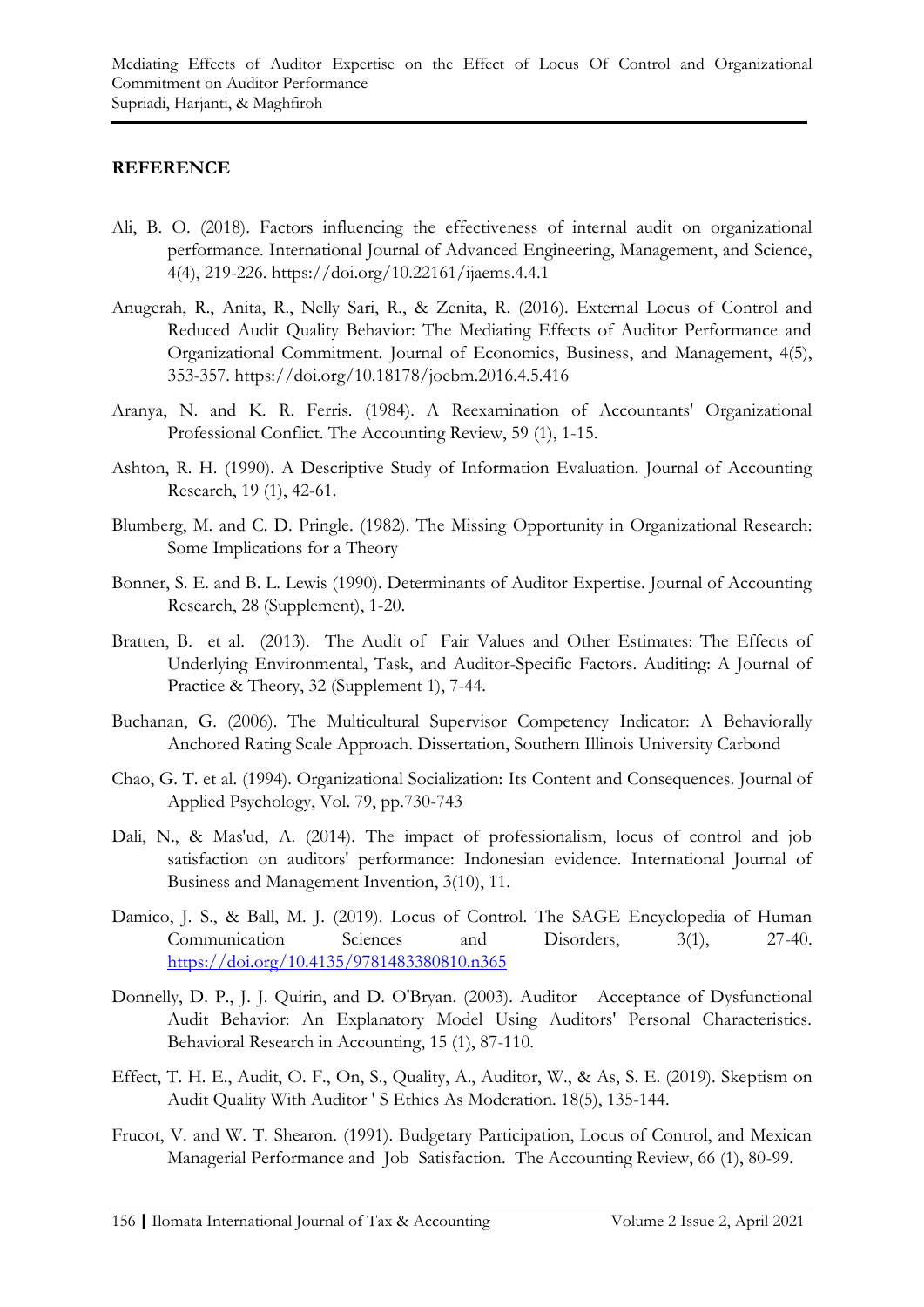## REFERENCE

Ali, B. O. (2018). Factors influencing the effectiveness of internal audit on organizational performance. International Journal of Advanced Engineering, Management, and Science, 4(4), 219-226. https://doi.org/10.22161/ijaems.4.4.1

Anugerah, R., Anita, R., Nelly Sari, R., & Zenita, R. (2016). External Locus of Control and Reduced Audit Quality Behavior: The Mediating Effects of Auditor Performance and Organizational Commitment. Journal of Economics, Business, and Management, 4(5), 353-357. https://doi.org/10.18178/joebm.2016.4.5.416

Aranya, N. and K. R. Ferris. (1984). A Reexamination of Accountants' Organizational Professional Conflict. The Accounting Review, 59 (1), 1-15.

Ashton, R. H. (1990). A Descriptive Study of Information Evaluation. Journal of Accounting Research, 19 (1), 42-61.

Blumberg, M. and C. D. Pringle. (1982). The Missing Opportunity in Organizational Research: Some Implications for a Theory

Bonner, S. E. and B. L. Lewis (1990). Determinants of Auditor Expertise. Journal of Accounting Research, 28 (Supplement), 1-20.

Bratten, B. et al. (2013). The Audit of Fair Values and Other Estimates: The Effects of Underlying Environmental, Task, and Auditor-Specific Factors. Auditing: A Journal of Practice & Theory, 32 (Supplement 1), 7-44.

Buchanan, G. (2006). The Multicultural Supervisor Competency Indicator: A Behaviorally Anchored Rating Scale Approach. Dissertation, Southern Illinois University Carbond

Chao, G. T. et al. (1994). Organizational Socialization: Its Content and Consequences. Journal of Applied Psychology, Vol. 79, pp.730-743

Dali, N., & Mas'ud, A. (2014). The impact of professionalism, locus of control and job satisfaction on auditors' performance: Indonesian evidence. International Journal of Business and Management Invention, 3(10), 11.

Damico, J. S., & Ball, M. J. (2019). Locus of Control. The SAGE Encyclopedia of Human Communication Sciences and Disorders, 3(1), 27-40. https://doi.org/10.4135/9781483380810.n365

Donnelly, D. P., J. J. Quirin, and D. O'Bryan. (2003). Auditor Acceptance of Dysfunctional Audit Behavior: An Explanatory Model Using Auditors' Personal Characteristics. Behavioral Research in Accounting, 15 (1), 87-110.

Effect, T. H. E., Audit, O. F., On, S., Quality, A., Auditor, W., & As, S. E. (2019). Skeptism on Audit Quality With Auditor ' S Ethics As Moderation. 18(5), 135-144.

Frucot, V. and W. T. Shearon. (1991). Budgetary Participation, Locus of Control, and Mexican Managerial Performance and Job Satisfaction. The Accounting Review, 66 (1), 80-99.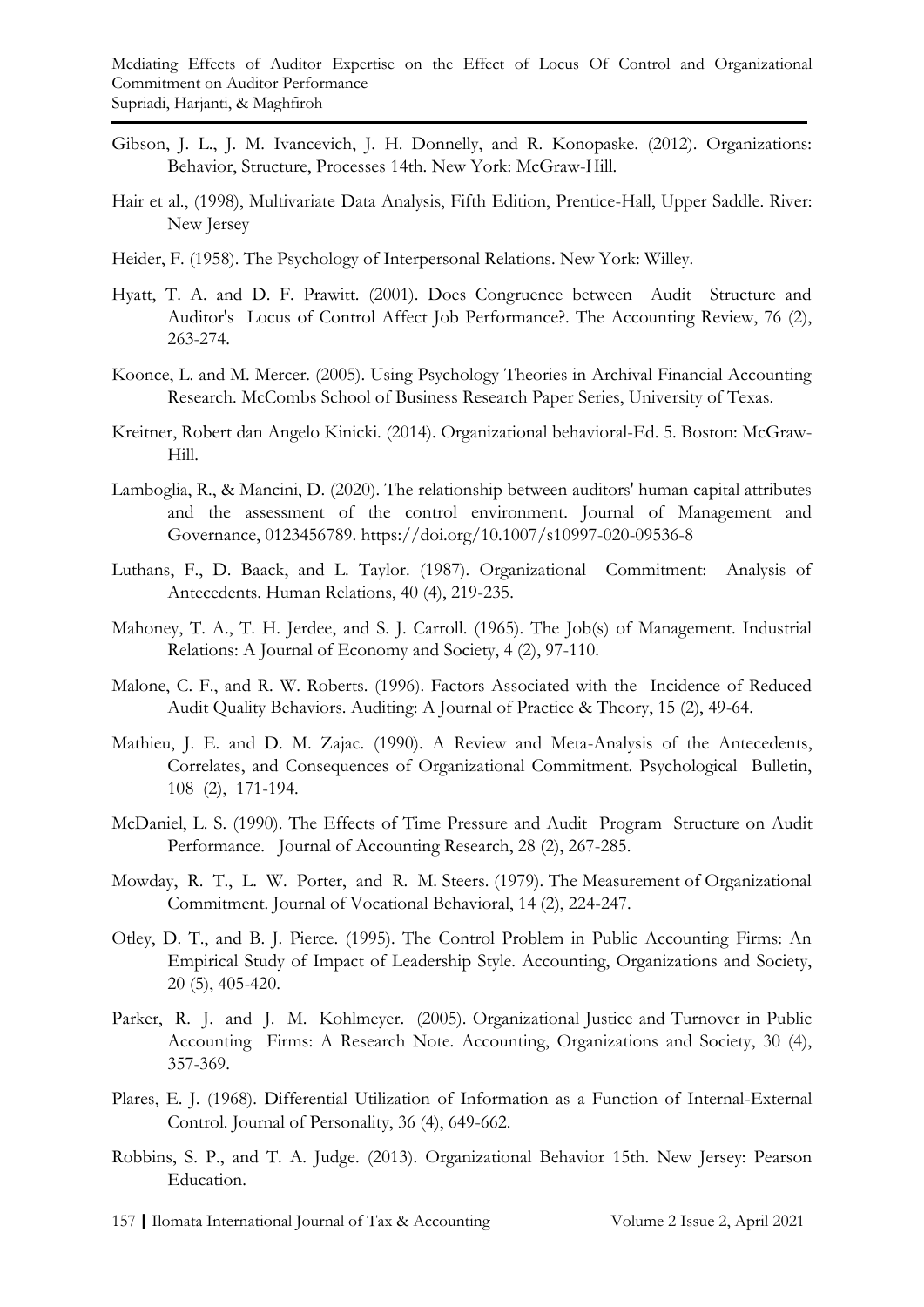Gibson, J. L., J. M. Ivancevich, J. H. Donnelly, and R. Konopaske. (2012). Organizations: Behavior, Structure, Processes 14th. New York: McGraw-Hill.

Hair et al., (1998), Multivariate Data Analysis, Fifth Edition, Prentice-Hall, Upper Saddle. River: New Jersey

Heider, F. (1958). The Psychology of Interpersonal Relations. New York: Willey.

Hyatt, T. A. and D. F. Prawitt. (2001). Does Congruence between Audit Structure and Auditor's Locus of Control Affect Job Performance?. The Accounting Review, 76 (2), 263-274.

Koonce, L. and M. Mercer. (2005). Using Psychology Theories in Archival Financial Accounting Research. McCombs School of Business Research Paper Series, University of Texas.

Kreitner, Robert dan Angelo Kinicki. (2014). Organizational behavioral-Ed. 5. Boston: McGraw-Hill.

Lamboglia, R., & Mancini, D. (2020). The relationship between auditors' human capital attributes and the assessment of the control environment. Journal of Management and Governance, 0123456789. https://doi.org/10.1007/s10997-020-09536-8

Luthans, F., D. Baack, and L. Taylor. (1987). Organizational Commitment: Analysis of Antecedents. Human Relations, 40 (4), 219-235.

Mahoney, T. A., T. H. Jerdee, and S. J. Carroll. (1965). The Job(s) of Management. Industrial Relations: A Journal of Economy and Society, 4 (2), 97-110.

Malone, C. F., and R. W. Roberts. (1996). Factors Associated with the Incidence of Reduced Audit Quality Behaviors. Auditing: A Journal of Practice & Theory, 15 (2), 49-64.

Mathieu, J. E. and D. M. Zajac. (1990). A Review and Meta-Analysis of the Antecedents, Correlates, and Consequences of Organizational Commitment. Psychological Bulletin, 108 (2), 171-194.

McDaniel, L. S. (1990). The Effects of Time Pressure and Audit Program Structure on Audit Performance. Journal of Accounting Research, 28 (2), 267-285.

Mowday, R. T., L. W. Porter, and R. M. Steers. (1979). The Measurement of Organizational Commitment. Journal of Vocational Behavioral, 14 (2), 224-247.

Otley, D. T., and B. J. Pierce. (1995). The Control Problem in Public Accounting Firms: An Empirical Study of Impact of Leadership Style. Accounting, Organizations and Society, 20 (5), 405-420.

Parker, R. J. and J. M. Kohlmeyer. (2005). Organizational Justice and Turnover in Public Accounting Firms: A Research Note. Accounting, Organizations and Society, 30 (4), 357-369.

Plares, E. J. (1968). Differential Utilization of Information as a Function of Internal-External Control. Journal of Personality, 36 (4), 649-662.

Robbins, S. P., and T. A. Judge. (2013). Organizational Behavior 15th. New Jersey: Pearson Education.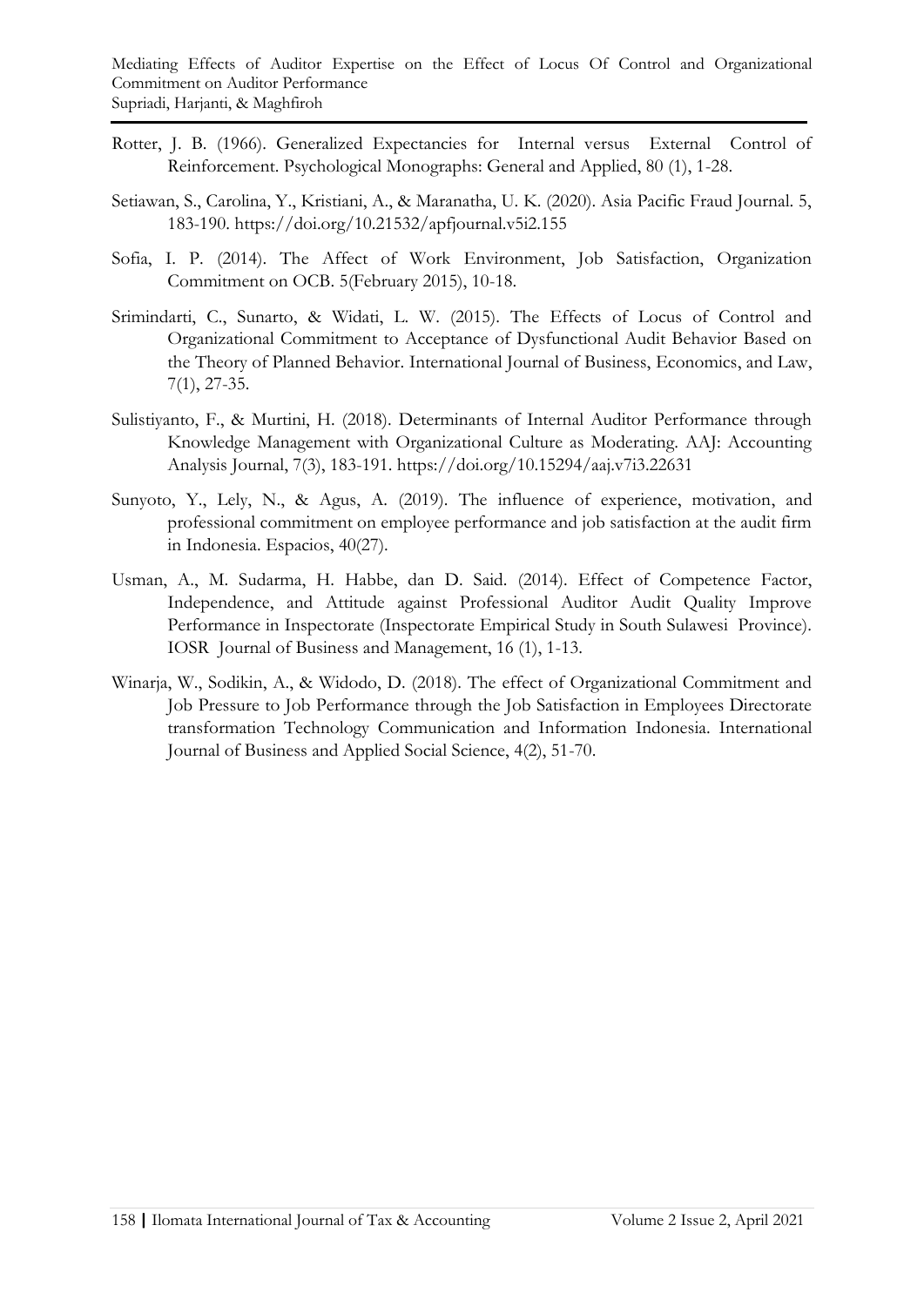Rotter, J. B. (1966). Generalized Expectancies for Internal versus External Control of Reinforcement. Psychological Monographs: General and Applied, 80 (1), 1-28.

Setiawan, S., Carolina, Y., Kristiani, A., & Maranatha, U. K. (2020). Asia Pacific Fraud Journal. 5, 183-190. https://doi.org/10.21532/apfjournal.v5i2.155

Sofia, I. P. (2014). The Affect of Work Environment, Job Satisfaction, Organization Commitment on OCB. 5(February 2015), 10-18.

Srimindarti, C., Sunarto, & Widati, L. W. (2015). The Effects of Locus of Control and Organizational Commitment to Acceptance of Dysfunctional Audit Behavior Based on the Theory of Planned Behavior. International Journal of Business, Economics, and Law, 7(1), 27-35.

Sulistiyanto, F., & Murtini, H. (2018). Determinants of Internal Auditor Performance through Knowledge Management with Organizational Culture as Moderating. AAJ: Accounting Analysis Journal, 7(3), 183-191. https://doi.org/10.15294/aaj.v7i3.22631

Sunyoto, Y., Lely, N., & Agus, A. (2019). The influence of experience, motivation, and professional commitment on employee performance and job satisfaction at the audit firm in Indonesia. Espacios, 40(27).

Usman, A., M. Sudarma, H. Habbe, dan D. Said. (2014). Effect of Competence Factor, Independence, and Attitude against Professional Auditor Audit Quality Improve Performance in Inspectorate (Inspectorate Empirical Study in South Sulawesi Province). IOSR Journal of Business and Management, 16 (1), 1-13.

Winarja, W., Sodikin, A., & Widodo, D. (2018). The effect of Organizational Commitment and Job Pressure to Job Performance through the Job Satisfaction in Employees Directorate transformation Technology Communication and Information Indonesia. International Journal of Business and Applied Social Science, 4(2), 51-70.